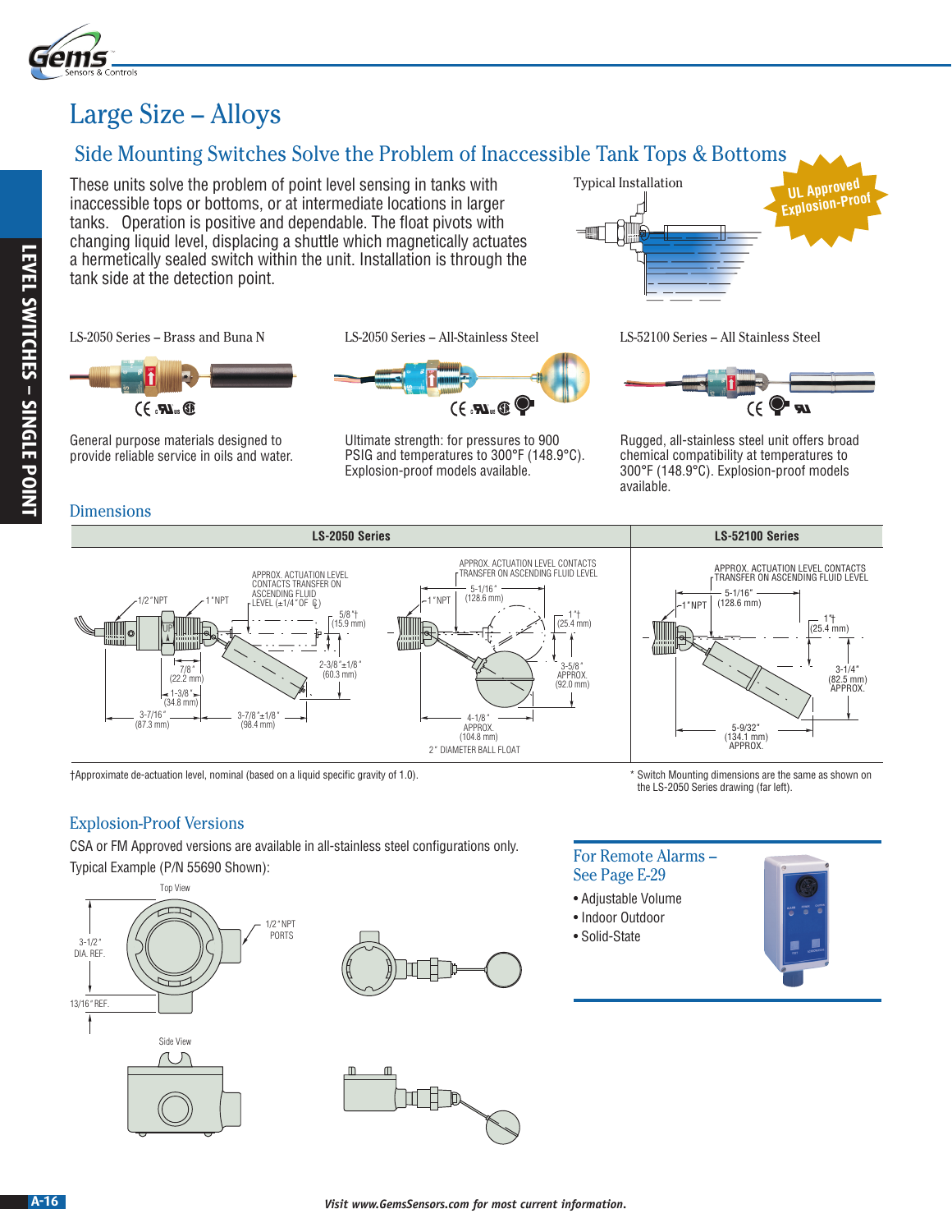# Large Size – Alloys

## Side Mounting Switches Solve the Problem of Inaccessible Tank Tops & Bottoms

These units solve the problem of point level sensing in tanks with inaccessible tops or bottoms, or at intermediate locations in larger tanks. Operation is positive and dependable. The float pivots with changing liquid level, displacing a shuttle which magnetically actuates a hermetically sealed switch within the unit. Installation is through the tank side at the detection point.

Typical Installation

UL Approved Explosion-Proof

**LS-2050 Series – Brass and Buna N**

General purpose materials designed to provide reliable service in oils and water.

**LS-2050 Series – All-Stainless Steel**

Ultimate strength: for pressures to 900 PSIG and temperatures to 300°F (148.9°C). Explosion-proof models available.

**LS-52100 Series – All Stainless Steel**

Rugged, all-stainless steel unit offers broad chemical compatibility at temperatures to 300°F (148.9°C). Explosion-proof models available.

### Dimensions

| LS-2050 Series | LS-52100 Series |
|---|---|
| 1/2" NPT; 1" NPT; APPROX. ACTUATION LEVEL CONTACTS TRANSFER ON ASCENDING FLUID LEVEL (±1/4" OF ℄); 5/8"† (15.9 mm); 2-3/8"±1/8" (60.3 mm); 7/8" (22.2 mm); 1-3/8" (34.8 mm); 3-7/16" (87.3 mm); 3-7/8"±1/8" (98.4 mm) — 1" NPT; APPROX. ACTUATION LEVEL CONTACTS TRANSFER ON ASCENDING FLUID LEVEL; 5-1/16" (128.6 mm); 1"† (25.4 mm); 3-5/8" APPROX. (92.0 mm); 4-1/8" APPROX. (104.8 mm); 2" DIAMETER BALL FLOAT | 1" NPT; APPROX. ACTUATION LEVEL CONTACTS TRANSFER ON ASCENDING FLUID LEVEL; 5-1/16" (128.6 mm); 1"† (25.4 mm); 3-1/4" (82.5 mm) APPROX.; 5-9/32" (134.1 mm) APPROX. |

†Approximate de-actuation level, nominal (based on a liquid specific gravity of 1.0).

\* Switch Mounting dimensions are the same as shown on the LS-2050 Series drawing (far left).

### Explosion-Proof Versions

CSA or FM Approved versions are available in all-stainless steel configurations only.

Typical Example (P/N 55690 Shown):

Top View: 3-1/2" DIA. REF.; 13/16" REF.; 1/2" NPT PORTS

Side View

### For Remote Alarms – See Page E-29

- Adjustable Volume
- Indoor Outdoor
- Solid-State

*Visit www.GemsSensors.com for most current information.*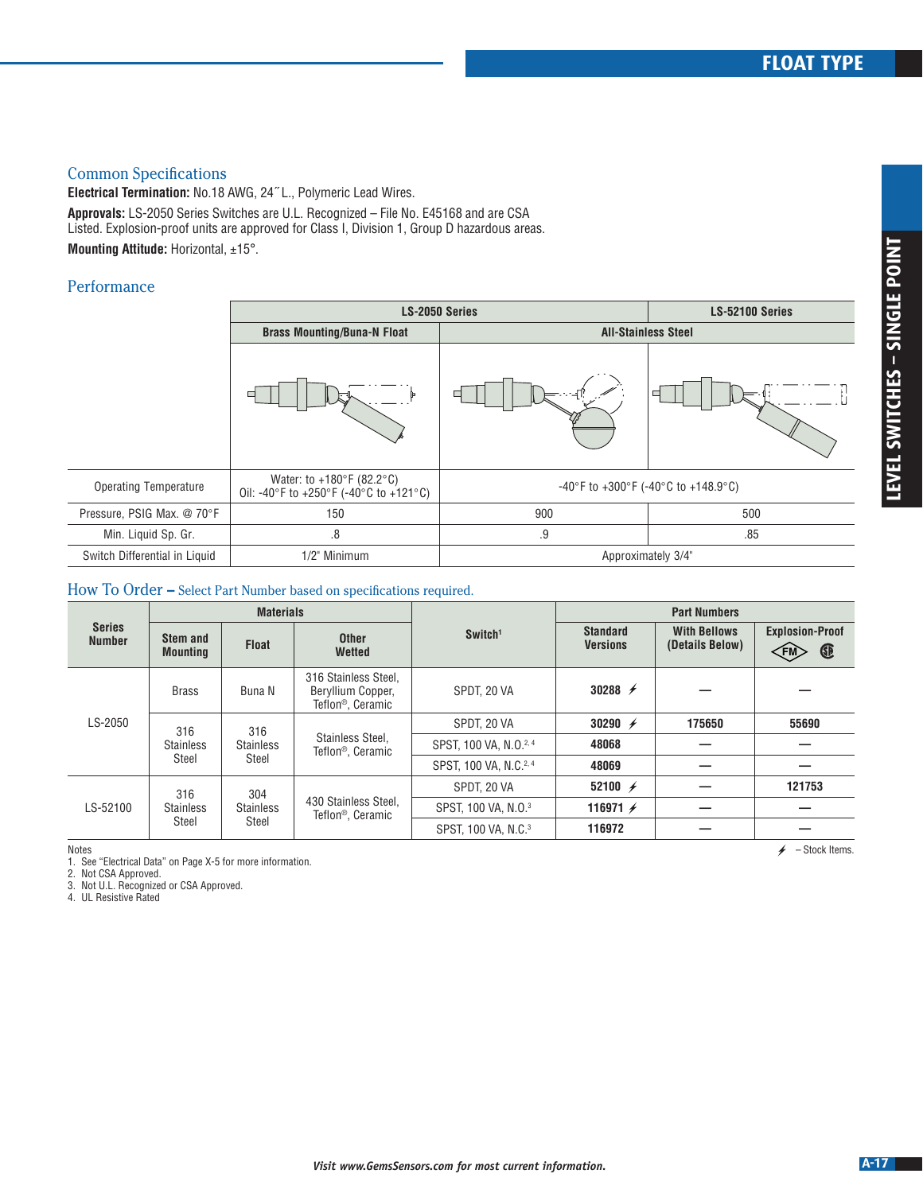## Common Specifications

**Electrical Termination:** No.18 AWG, 24˝ L., Polymeric Lead Wires.

**Approvals:** LS-2050 Series Switches are U.L. Recognized – File No. E45168 and are CSA Listed. Explosion-proof units are approved for Class I, Division 1, Group D hazardous areas.

**Mounting Attitude:** Horizontal, ±15°.

## Performance

| | LS-2050 Series | | LS-52100 Series |
|---|---|---|---|
| | Brass Mounting/Buna-N Float | All-Stainless Steel | |
| Operating Temperature | Water: to +180°F (82.2°C) Oil: -40°F to +250°F (-40°C to +121°C) | -40°F to +300°F (-40°C to +148.9°C) | |
| Pressure, PSIG Max. @ 70°F | 150 | 900 | 500 |
| Min. Liquid Sp. Gr. | .8 | .9 | .85 |
| Switch Differential in Liquid | 1/2" Minimum | Approximately 3/4" | |

## How To Order – Select Part Number based on specifications required.

| Series Number | Materials | | | Switch[1] | Part Numbers | | |
|---|---|---|---|---|---|---|---|
| | Stem and Mounting | Float | Other Wetted | | Standard Versions | With Bellows (Details Below) | Explosion-Proof FM CSA |
| LS-2050 | Brass | Buna N | 316 Stainless Steel, Beryllium Copper, Teflon®, Ceramic | SPDT, 20 VA | 30288 ⚡ | — | — |
| | 316 Stainless Steel | 316 Stainless Steel | Stainless Steel, Teflon®, Ceramic | SPDT, 20 VA | 30290 ⚡ | 175650 | 55690 |
| | | | | SPST, 100 VA, N.O.[2, 4] | 48068 | — | — |
| | | | | SPST, 100 VA, N.C.[2, 4] | 48069 | — | — |
| LS-52100 | 316 Stainless Steel | 304 Stainless Steel | 430 Stainless Steel, Teflon®, Ceramic | SPDT, 20 VA | 52100 ⚡ | — | 121753 |
| | | | | SPST, 100 VA, N.O.[3] | 116971 ⚡ | — | — |
| | | | | SPST, 100 VA, N.C.[3] | 116972 | — | — |

⚡ – Stock Items.

Notes
1. See "Electrical Data" on Page X-5 for more information.
2. Not CSA Approved.
3. Not U.L. Recognized or CSA Approved.
4. UL Resistive Rated

*Visit www.GemsSensors.com for most current information.*